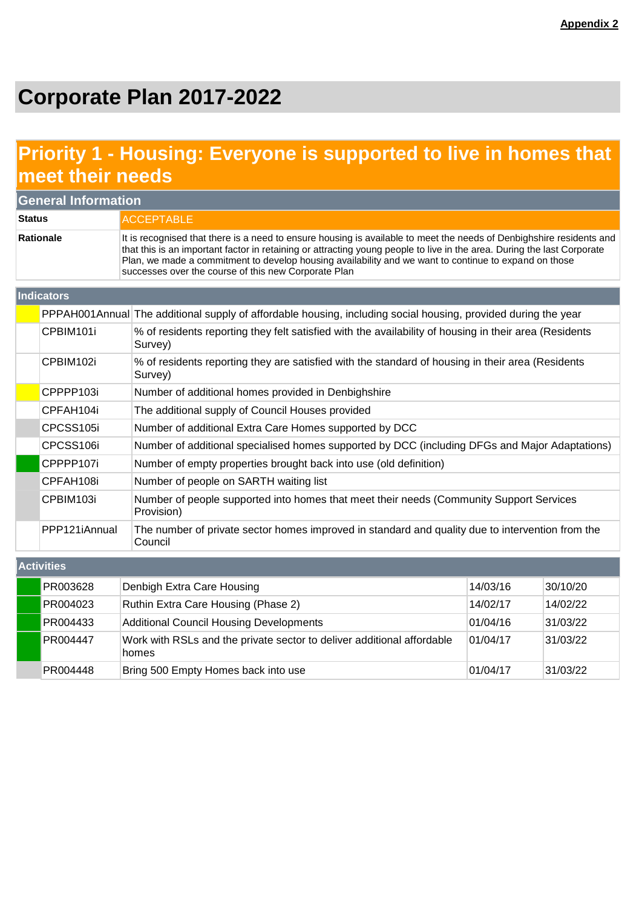**Appendix 2**

# Corporate Plan 2017-2022

## Priority 1 - Housing: Everyone is supported to live in homes that meet their needs

### General Information

| | |
|---|---|
| **Status** | ACCEPTABLE |
| **Rationale** | It is recognised that there is a need to ensure housing is available to meet the needs of Denbighshire residents and that this is an important factor in retaining or attracting young people to live in the area. During the last Corporate Plan, we made a commitment to develop housing availability and we want to continue to expand on those successes over the course of this new Corporate Plan |

### Indicators

| Code | Description |
|---|---|
| PPPAH001Annual | The additional supply of affordable housing, including social housing, provided during the year |
| CPBIM101i | % of residents reporting they felt satisfied with the availability of housing in their area (Residents Survey) |
| CPBIM102i | % of residents reporting they are satisfied with the standard of housing in their area (Residents Survey) |
| CPPPP103i | Number of additional homes provided in Denbighshire |
| CPFAH104i | The additional supply of Council Houses provided |
| CPCSS105i | Number of additional Extra Care Homes supported by DCC |
| CPCSS106i | Number of additional specialised homes supported by DCC (including DFGs and Major Adaptations) |
| CPPPP107i | Number of empty properties brought back into use (old definition) |
| CPFAH108i | Number of people on SARTH waiting list |
| CPBIM103i | Number of people supported into homes that meet their needs (Community Support Services Provision) |
| PPP121iAnnual | The number of private sector homes improved in standard and quality due to intervention from the Council |

### Activities

| Code | Activity | Start | End |
|---|---|---|---|
| PR003628 | Denbigh Extra Care Housing | 14/03/16 | 30/10/20 |
| PR004023 | Ruthin Extra Care Housing (Phase 2) | 14/02/17 | 14/02/22 |
| PR004433 | Additional Council Housing Developments | 01/04/16 | 31/03/22 |
| PR004447 | Work with RSLs and the private sector to deliver additional affordable homes | 01/04/17 | 31/03/22 |
| PR004448 | Bring 500 Empty Homes back into use | 01/04/17 | 31/03/22 |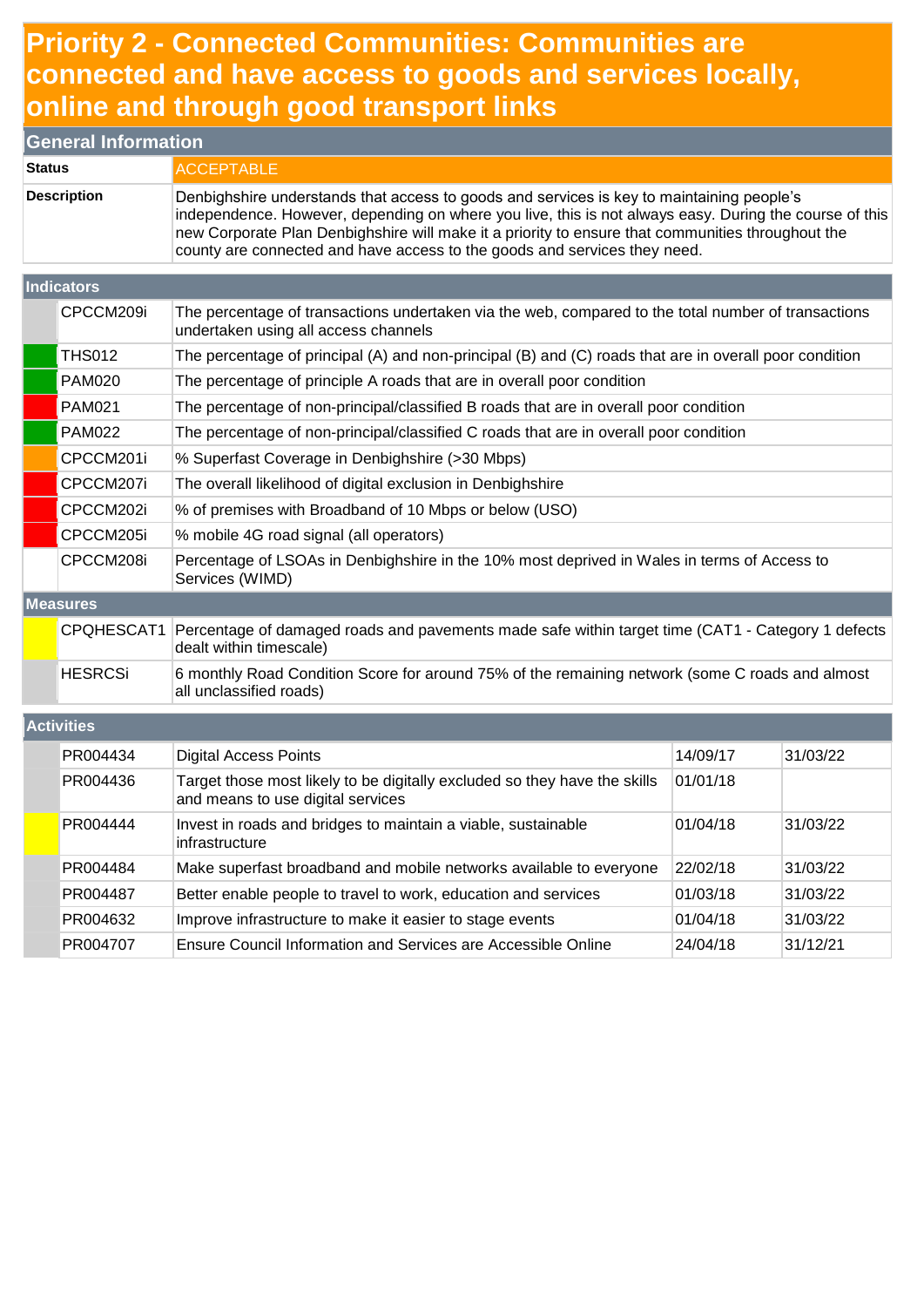# Priority 2 - Connected Communities: Communities are connected and have access to goods and services locally, online and through good transport links

## General Information

| | |
|---|---|
| **Status** | ACCEPTABLE |
| **Description** | Denbighshire understands that access to goods and services is key to maintaining people's independence. However, depending on where you live, this is not always easy. During the course of this new Corporate Plan Denbighshire will make it a priority to ensure that communities throughout the county are connected and have access to the goods and services they need. |

## Indicators

| Code | Description |
|---|---|
| CPCCM209i | The percentage of transactions undertaken via the web, compared to the total number of transactions undertaken using all access channels |
| THS012 | The percentage of principal (A) and non-principal (B) and (C) roads that are in overall poor condition |
| PAM020 | The percentage of principle A roads that are in overall poor condition |
| PAM021 | The percentage of non-principal/classified B roads that are in overall poor condition |
| PAM022 | The percentage of non-principal/classified C roads that are in overall poor condition |
| CPCCM201i | % Superfast Coverage in Denbighshire (>30 Mbps) |
| CPCCM207i | The overall likelihood of digital exclusion in Denbighshire |
| CPCCM202i | % of premises with Broadband of 10 Mbps or below (USO) |
| CPCCM205i | % mobile 4G road signal (all operators) |
| CPCCM208i | Percentage of LSOAs in Denbighshire in the 10% most deprived in Wales in terms of Access to Services (WIMD) |

## Measures

| Code | Description |
|---|---|
| CPQHESCAT1 | Percentage of damaged roads and pavements made safe within target time (CAT1 - Category 1 defects dealt within timescale) |
| HESRCSi | 6 monthly Road Condition Score for around 75% of the remaining network (some C roads and almost all unclassified roads) |

## Activities

| Code | Activity | Start | End |
|---|---|---|---|
| PR004434 | Digital Access Points | 14/09/17 | 31/03/22 |
| PR004436 | Target those most likely to be digitally excluded so they have the skills and means to use digital services | 01/01/18 | |
| PR004444 | Invest in roads and bridges to maintain a viable, sustainable infrastructure | 01/04/18 | 31/03/22 |
| PR004484 | Make superfast broadband and mobile networks available to everyone | 22/02/18 | 31/03/22 |
| PR004487 | Better enable people to travel to work, education and services | 01/03/18 | 31/03/22 |
| PR004632 | Improve infrastructure to make it easier to stage events | 01/04/18 | 31/03/22 |
| PR004707 | Ensure Council Information and Services are Accessible Online | 24/04/18 | 31/12/21 |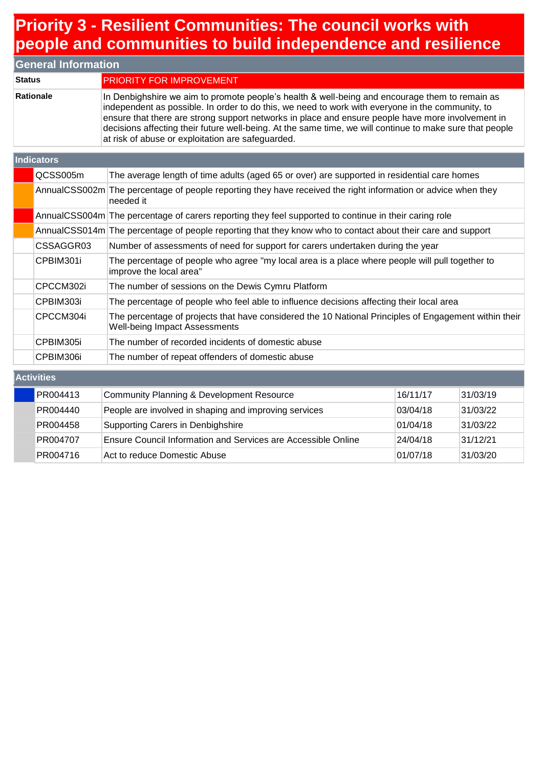# Priority 3 - Resilient Communities: The council works with people and communities to build independence and resilience

## General Information

| | |
|---|---|
| **Status** | PRIORITY FOR IMPROVEMENT |
| **Rationale** | In Denbighshire we aim to promote people's health & well-being and encourage them to remain as independent as possible. In order to do this, we need to work with everyone in the community, to ensure that there are strong support networks in place and ensure people have more involvement in decisions affecting their future well-being. At the same time, we will continue to make sure that people at risk of abuse or exploitation are safeguarded. |

## Indicators

| Status | Code | Indicator |
|---|---|---|
| Red | QCSS005m | The average length of time adults (aged 65 or over) are supported in residential care homes |
| Orange | AnnualCSS002m | The percentage of people reporting they have received the right information or advice when they needed it |
| Red | AnnualCSS004m | The percentage of carers reporting they feel supported to continue in their caring role |
| Orange | AnnualCSS014m | The percentage of people reporting that they know who to contact about their care and support |
| | CSSAGGR03 | Number of assessments of need for support for carers undertaken during the year |
| | CPBIM301i | The percentage of people who agree "my local area is a place where people will pull together to improve the local area" |
| | CPCCM302i | The number of sessions on the Dewis Cymru Platform |
| | CPBIM303i | The percentage of people who feel able to influence decisions affecting their local area |
| | CPCCM304i | The percentage of projects that have considered the 10 National Principles of Engagement within their Well-being Impact Assessments |
| | CPBIM305i | The number of recorded incidents of domestic abuse |
| | CPBIM306i | The number of repeat offenders of domestic abuse |

## Activities

| Status | Code | Activity | Start | End |
|---|---|---|---|---|
| Blue | PR004413 | Community Planning & Development Resource | 16/11/17 | 31/03/19 |
| Grey | PR004440 | People are involved in shaping and improving services | 03/04/18 | 31/03/22 |
| Grey | PR004458 | Supporting Carers in Denbighshire | 01/04/18 | 31/03/22 |
| Grey | PR004707 | Ensure Council Information and Services are Accessible Online | 24/04/18 | 31/12/21 |
| Grey | PR004716 | Act to reduce Domestic Abuse | 01/07/18 | 31/03/20 |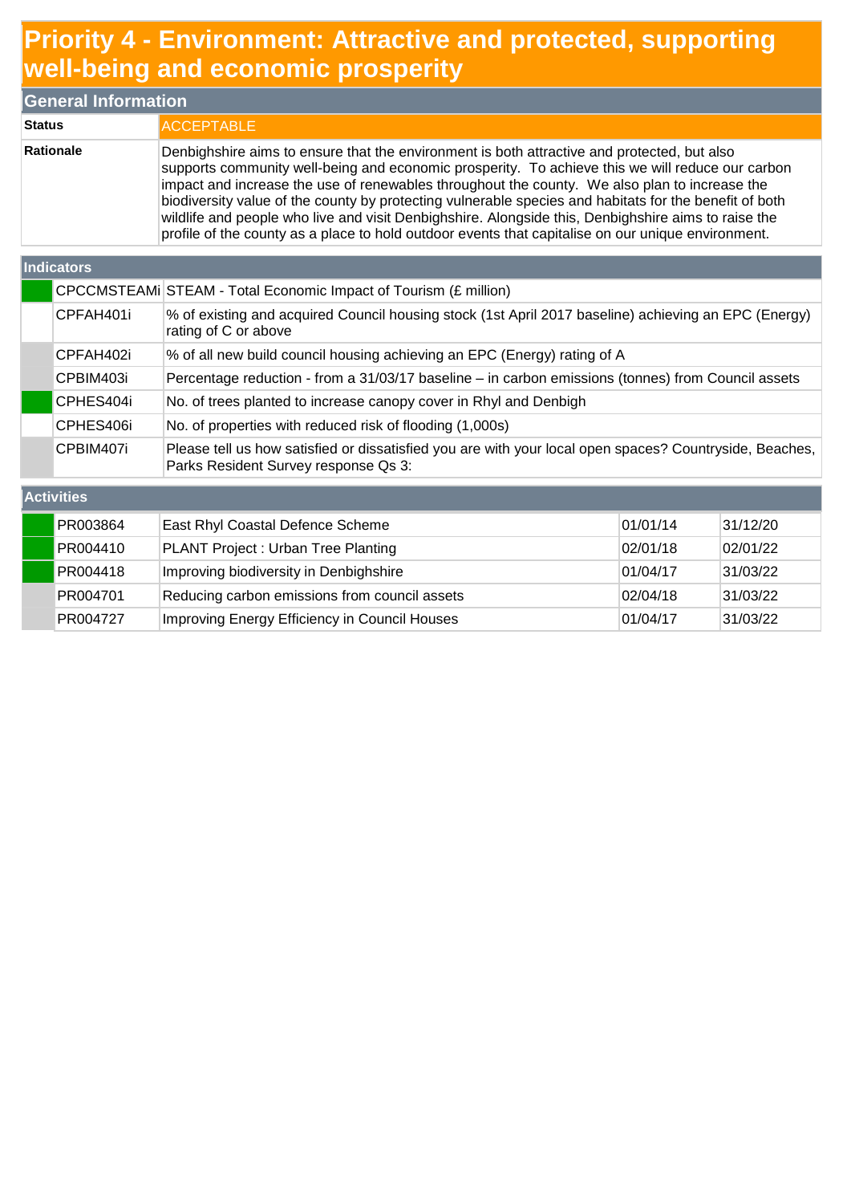# Priority 4 - Environment: Attractive and protected, supporting well-being and economic prosperity

## General Information

| | |
|---|---|
| **Status** | ACCEPTABLE |
| **Rationale** | Denbighshire aims to ensure that the environment is both attractive and protected, but also supports community well-being and economic prosperity. To achieve this we will reduce our carbon impact and increase the use of renewables throughout the county. We also plan to increase the biodiversity value of the county by protecting vulnerable species and habitats for the benefit of both wildlife and people who live and visit Denbighshire. Alongside this, Denbighshire aims to raise the profile of the county as a place to hold outdoor events that capitalise on our unique environment. |

## Indicators

| | | |
|---|---|---|
| | CPCCMSTEAMi | STEAM - Total Economic Impact of Tourism (£ million) |
| | CPFAH401i | % of existing and acquired Council housing stock (1st April 2017 baseline) achieving an EPC (Energy) rating of C or above |
| | CPFAH402i | % of all new build council housing achieving an EPC (Energy) rating of A |
| | CPBIM403i | Percentage reduction - from a 31/03/17 baseline – in carbon emissions (tonnes) from Council assets |
| | CPHES404i | No. of trees planted to increase canopy cover in Rhyl and Denbigh |
| | CPHES406i | No. of properties with reduced risk of flooding (1,000s) |
| | CPBIM407i | Please tell us how satisfied or dissatisfied you are with your local open spaces? Countryside, Beaches, Parks Resident Survey response Qs 3: |

## Activities

| | | | | |
|---|---|---|---|---|
| | PR003864 | East Rhyl Coastal Defence Scheme | 01/01/14 | 31/12/20 |
| | PR004410 | PLANT Project : Urban Tree Planting | 02/01/18 | 02/01/22 |
| | PR004418 | Improving biodiversity in Denbighshire | 01/04/17 | 31/03/22 |
| | PR004701 | Reducing carbon emissions from council assets | 02/04/18 | 31/03/22 |
| | PR004727 | Improving Energy Efficiency in Council Houses | 01/04/17 | 31/03/22 |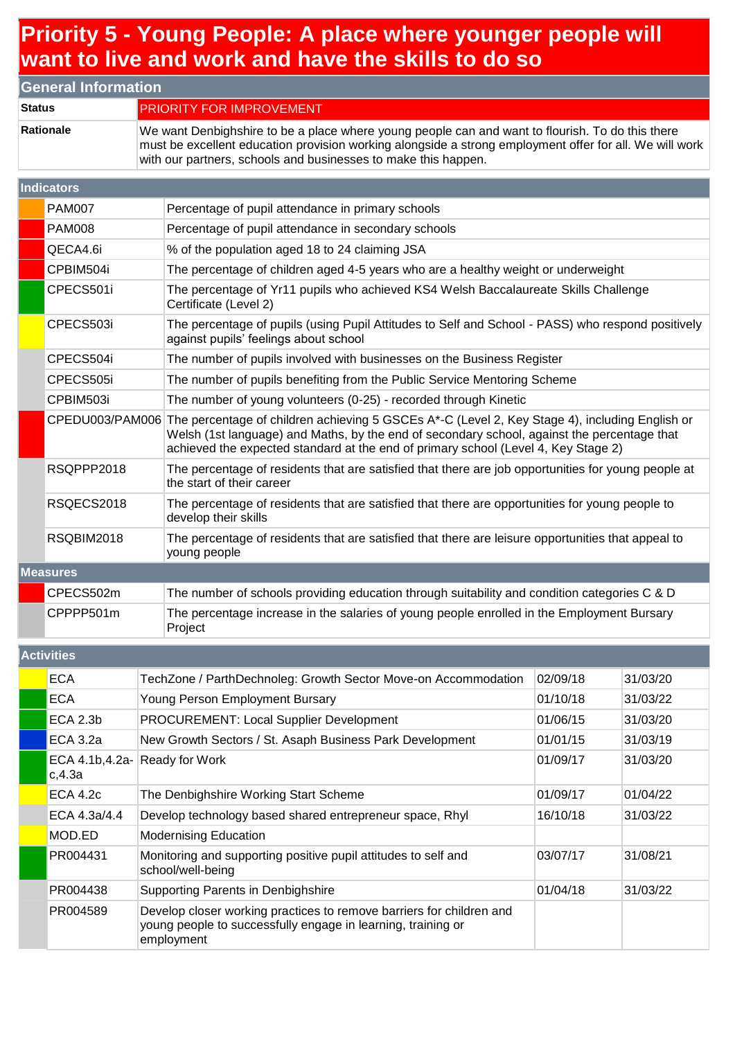# Priority 5 - Young People: A place where younger people will want to live and work and have the skills to do so

## General Information

| | |
|---|---|
| **Status** | PRIORITY FOR IMPROVEMENT |
| **Rationale** | We want Denbighshire to be a place where young people can and want to flourish. To do this there must be excellent education provision working alongside a strong employment offer for all. We will work with our partners, schools and businesses to make this happen. |

## Indicators

| | |
|---|---|
| PAM007 | Percentage of pupil attendance in primary schools |
| PAM008 | Percentage of pupil attendance in secondary schools |
| QECA4.6i | % of the population aged 18 to 24 claiming JSA |
| CPBIM504i | The percentage of children aged 4-5 years who are a healthy weight or underweight |
| CPECS501i | The percentage of Yr11 pupils who achieved KS4 Welsh Baccalaureate Skills Challenge Certificate (Level 2) |
| CPECS503i | The percentage of pupils (using Pupil Attitudes to Self and School - PASS) who respond positively against pupils' feelings about school |
| CPECS504i | The number of pupils involved with businesses on the Business Register |
| CPECS505i | The number of pupils benefiting from the Public Service Mentoring Scheme |
| CPBIM503i | The number of young volunteers (0-25) - recorded through Kinetic |
| CPEDU003/PAM006 | The percentage of children achieving 5 GSCEs A*-C (Level 2, Key Stage 4), including English or Welsh (1st language) and Maths, by the end of secondary school, against the percentage that achieved the expected standard at the end of primary school (Level 4, Key Stage 2) |
| RSQPPP2018 | The percentage of residents that are satisfied that there are job opportunities for young people at the start of their career |
| RSQECS2018 | The percentage of residents that are satisfied that there are opportunities for young people to develop their skills |
| RSQBIM2018 | The percentage of residents that are satisfied that there are leisure opportunities that appeal to young people |

## Measures

| | |
|---|---|
| CPECS502m | The number of schools providing education through suitability and condition categories C & D |
| CPPPP501m | The percentage increase in the salaries of young people enrolled in the Employment Bursary Project |

## Activities

| | | | |
|---|---|---|---|
| ECA | TechZone / ParthDechnoleg: Growth Sector Move-on Accommodation | 02/09/18 | 31/03/20 |
| ECA | Young Person Employment Bursary | 01/10/18 | 31/03/22 |
| ECA 2.3b | PROCUREMENT: Local Supplier Development | 01/06/15 | 31/03/20 |
| ECA 3.2a | New Growth Sectors / St. Asaph Business Park Development | 01/01/15 | 31/03/19 |
| ECA 4.1b,4.2a-c,4.3a | Ready for Work | 01/09/17 | 31/03/20 |
| ECA 4.2c | The Denbighshire Working Start Scheme | 01/09/17 | 01/04/22 |
| ECA 4.3a/4.4 | Develop technology based shared entrepreneur space, Rhyl | 16/10/18 | 31/03/22 |
| MOD.ED | Modernising Education | | |
| PR004431 | Monitoring and supporting positive pupil attitudes to self and school/well-being | 03/07/17 | 31/08/21 |
| PR004438 | Supporting Parents in Denbighshire | 01/04/18 | 31/03/22 |
| PR004589 | Develop closer working practices to remove barriers for children and young people to successfully engage in learning, training or employment | | |